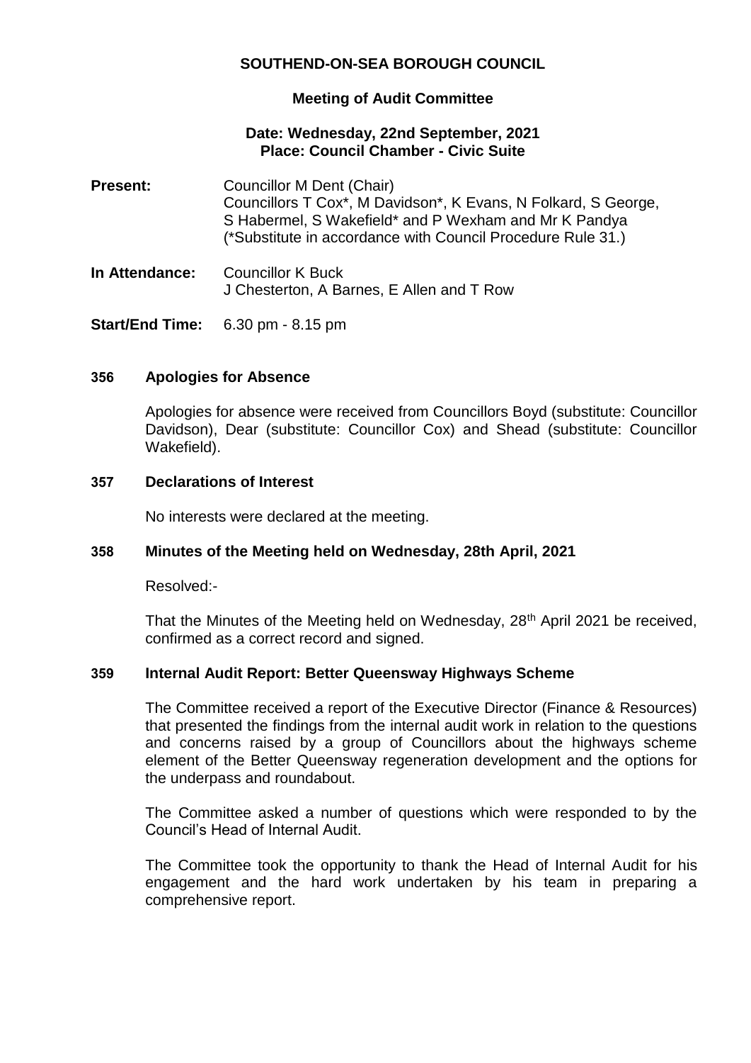# SOUTHEND-ON-SEA BOROUGH COUNCIL

## Meeting of Audit Committee

**Date: Wednesday, 22nd September, 2021**
**Place: Council Chamber - Civic Suite**

**Present:** Councillor M Dent (Chair)
Councillors T Cox*, M Davidson*, K Evans, N Folkard, S George, S Habermel, S Wakefield* and P Wexham and Mr K Pandya
(*Substitute in accordance with Council Procedure Rule 31.)

**In Attendance:** Councillor K Buck
J Chesterton, A Barnes, E Allen and T Row

**Start/End Time:** 6.30 pm - 8.15 pm

### 356 Apologies for Absence

Apologies for absence were received from Councillors Boyd (substitute: Councillor Davidson), Dear (substitute: Councillor Cox) and Shead (substitute: Councillor Wakefield).

### 357 Declarations of Interest

No interests were declared at the meeting.

### 358 Minutes of the Meeting held on Wednesday, 28th April, 2021

Resolved:-

That the Minutes of the Meeting held on Wednesday, 28th April 2021 be received, confirmed as a correct record and signed.

### 359 Internal Audit Report: Better Queensway Highways Scheme

The Committee received a report of the Executive Director (Finance & Resources) that presented the findings from the internal audit work in relation to the questions and concerns raised by a group of Councillors about the highways scheme element of the Better Queensway regeneration development and the options for the underpass and roundabout.

The Committee asked a number of questions which were responded to by the Council's Head of Internal Audit.

The Committee took the opportunity to thank the Head of Internal Audit for his engagement and the hard work undertaken by his team in preparing a comprehensive report.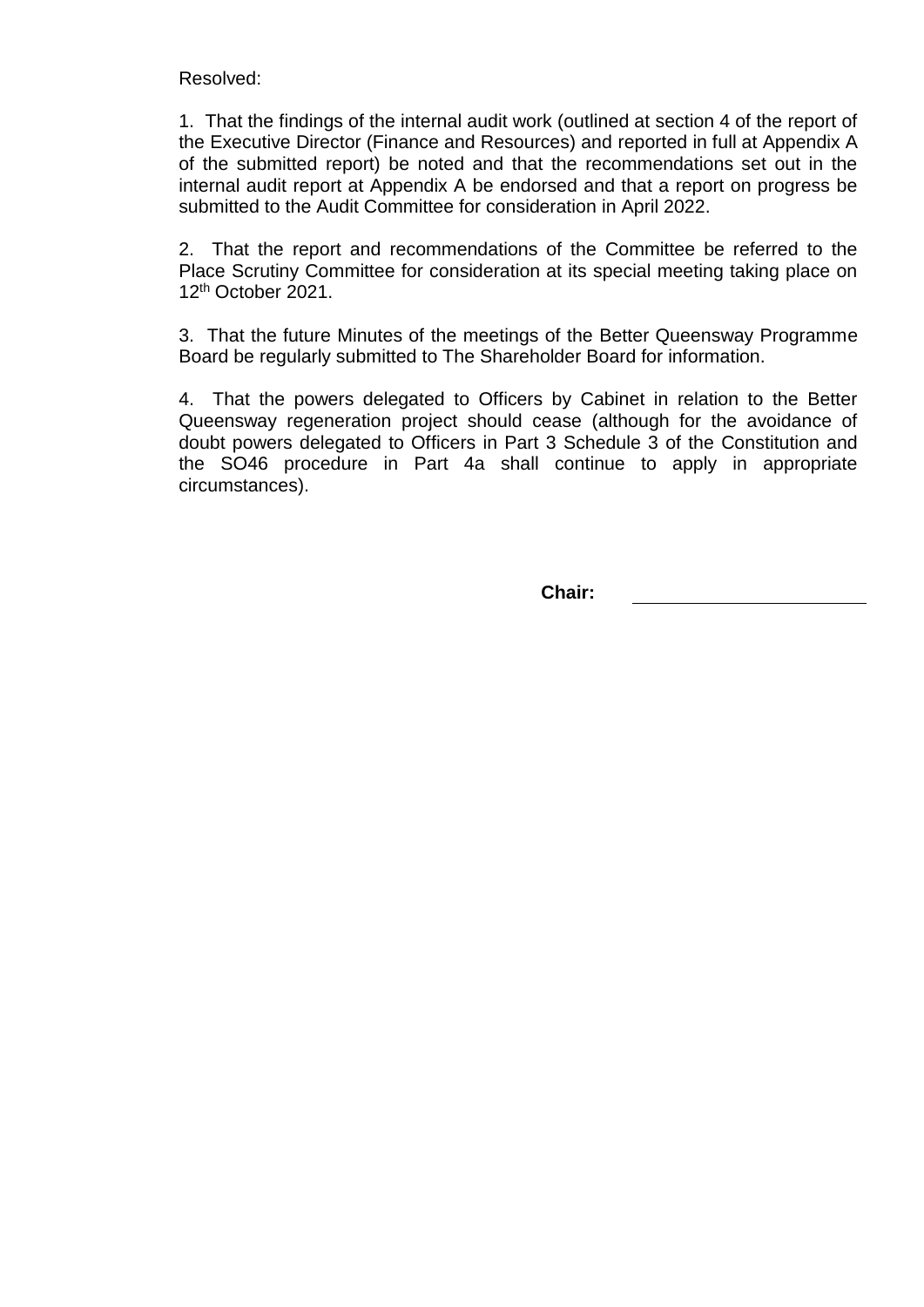Resolved:

1. That the findings of the internal audit work (outlined at section 4 of the report of the Executive Director (Finance and Resources) and reported in full at Appendix A of the submitted report) be noted and that the recommendations set out in the internal audit report at Appendix A be endorsed and that a report on progress be submitted to the Audit Committee for consideration in April 2022.

2. That the report and recommendations of the Committee be referred to the Place Scrutiny Committee for consideration at its special meeting taking place on 12th October 2021.

3. That the future Minutes of the meetings of the Better Queensway Programme Board be regularly submitted to The Shareholder Board for information.

4. That the powers delegated to Officers by Cabinet in relation to the Better Queensway regeneration project should cease (although for the avoidance of doubt powers delegated to Officers in Part 3 Schedule 3 of the Constitution and the SO46 procedure in Part 4a shall continue to apply in appropriate circumstances).

**Chair:** ______________________